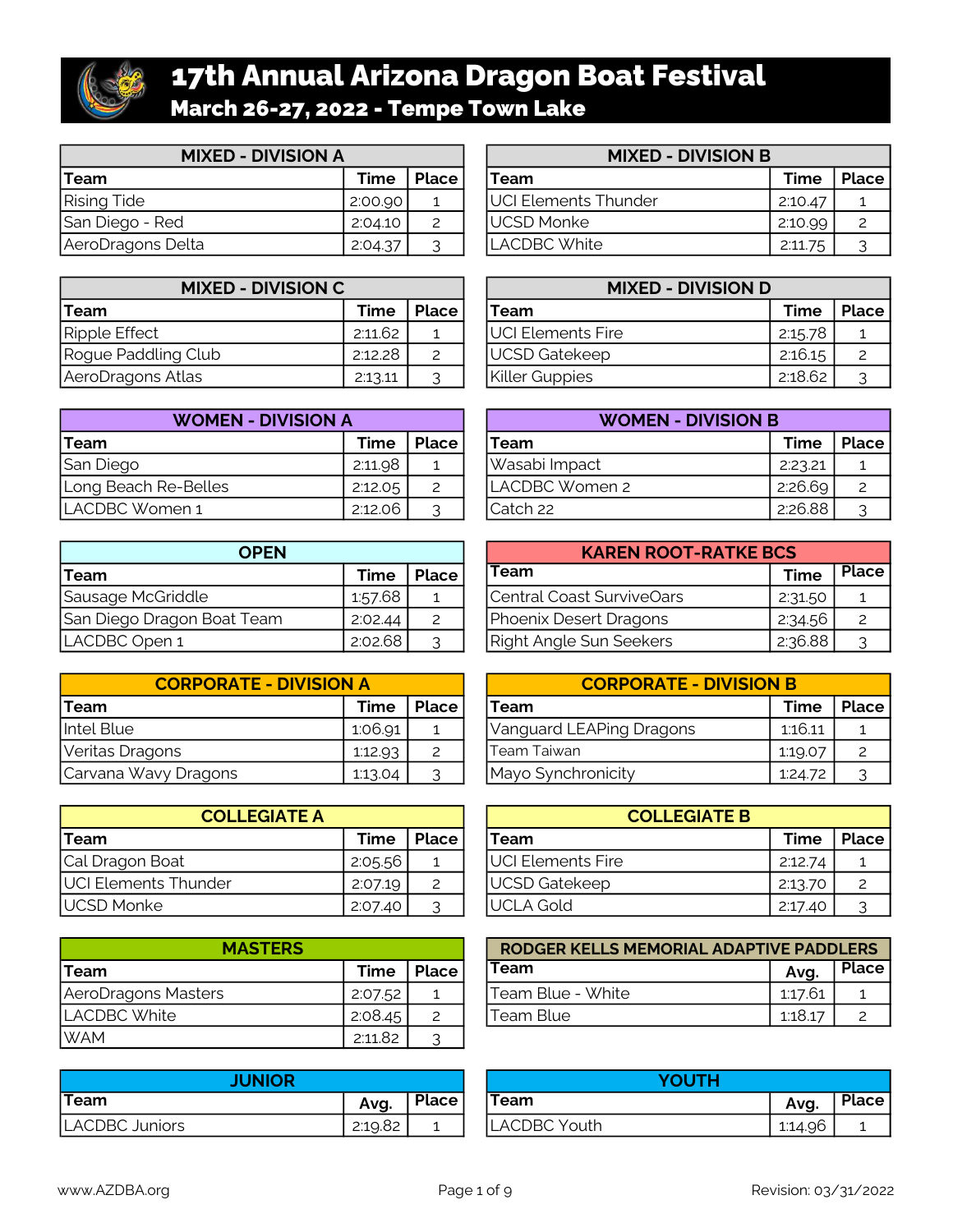# 17th Annual Arizona Dragon Boat Festival

## March 26-27, 2022 - Tempe Town Lake

### MIXED - DIVISION A

| Team | Time | Place |
|---|---|---|
| Rising Tide | 2:00.90 | 1 |
| San Diego - Red | 2:04.10 | 2 |
| AeroDragons Delta | 2:04.37 | 3 |

### MIXED - DIVISION B

| Team | Time | Place |
|---|---|---|
| UCI Elements Thunder | 2:10.47 | 1 |
| UCSD Monke | 2:10.99 | 2 |
| LACDBC White | 2:11.75 | 3 |

### MIXED - DIVISION C

| Team | Time | Place |
|---|---|---|
| Ripple Effect | 2:11.62 | 1 |
| Rogue Paddling Club | 2:12.28 | 2 |
| AeroDragons Atlas | 2:13.11 | 3 |

### MIXED - DIVISION D

| Team | Time | Place |
|---|---|---|
| UCI Elements Fire | 2:15.78 | 1 |
| UCSD Gatekeep | 2:16.15 | 2 |
| Killer Guppies | 2:18.62 | 3 |

### WOMEN - DIVISION A

| Team | Time | Place |
|---|---|---|
| San Diego | 2:11.98 | 1 |
| Long Beach Re-Belles | 2:12.05 | 2 |
| LACDBC Women 1 | 2:12.06 | 3 |

### WOMEN - DIVISION B

| Team | Time | Place |
|---|---|---|
| Wasabi Impact | 2:23.21 | 1 |
| LACDBC Women 2 | 2:26.69 | 2 |
| Catch 22 | 2:26.88 | 3 |

### OPEN

| Team | Time | Place |
|---|---|---|
| Sausage McGriddle | 1:57.68 | 1 |
| San Diego Dragon Boat Team | 2:02.44 | 2 |
| LACDBC Open 1 | 2:02.68 | 3 |

### KAREN ROOT-RATKE BCS

| Team | Time | Place |
|---|---|---|
| Central Coast SurviveOars | 2:31.50 | 1 |
| Phoenix Desert Dragons | 2:34.56 | 2 |
| Right Angle Sun Seekers | 2:36.88 | 3 |

### CORPORATE - DIVISION A

| Team | Time | Place |
|---|---|---|
| Intel Blue | 1:06.91 | 1 |
| Veritas Dragons | 1:12.93 | 2 |
| Carvana Wavy Dragons | 1:13.04 | 3 |

### CORPORATE - DIVISION B

| Team | Time | Place |
|---|---|---|
| Vanguard LEAPing Dragons | 1:16.11 | 1 |
| Team Taiwan | 1:19.07 | 2 |
| Mayo Synchronicity | 1:24.72 | 3 |

### COLLEGIATE A

| Team | Time | Place |
|---|---|---|
| Cal Dragon Boat | 2:05.56 | 1 |
| UCI Elements Thunder | 2:07.19 | 2 |
| UCSD Monke | 2:07.40 | 3 |

### COLLEGIATE B

| Team | Time | Place |
|---|---|---|
| UCI Elements Fire | 2:12.74 | 1 |
| UCSD Gatekeep | 2:13.70 | 2 |
| UCLA Gold | 2:17.40 | 3 |

### MASTERS

| Team | Time | Place |
|---|---|---|
| AeroDragons Masters | 2:07.52 | 1 |
| LACDBC White | 2:08.45 | 2 |
| WAM | 2:11.82 | 3 |

### RODGER KELLS MEMORIAL ADAPTIVE PADDLERS

| Team | Avg. | Place |
|---|---|---|
| Team Blue - White | 1:17.61 | 1 |
| Team Blue | 1:18.17 | 2 |

### JUNIOR

| Team | Avg. | Place |
|---|---|---|
| LACDBC Juniors | 2:19.82 | 1 |

### YOUTH

| Team | Avg. | Place |
|---|---|---|
| LACDBC Youth | 1:14.96 | 1 |

www.AZDBA.org

Revision: 03/31/2022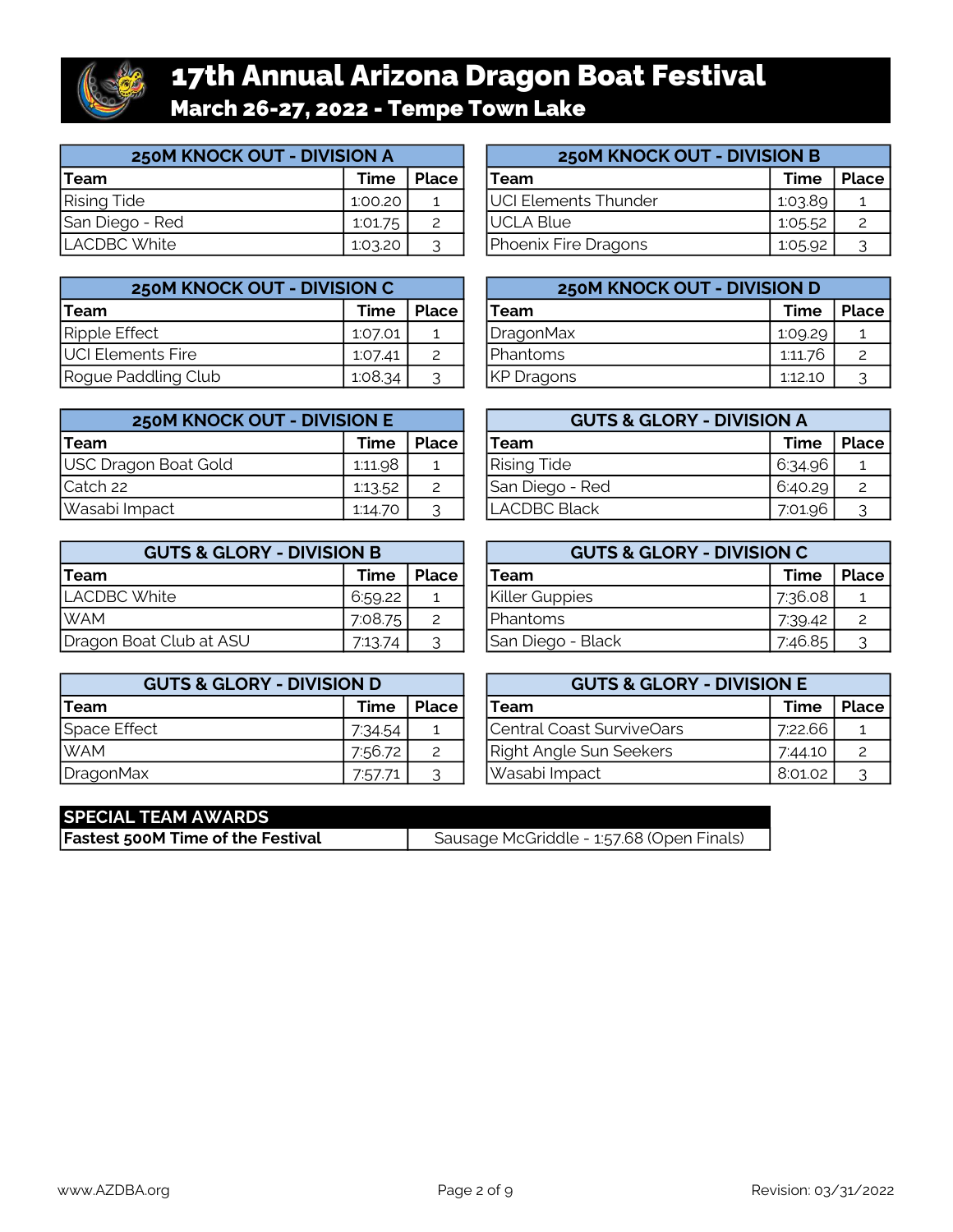# 17th Annual Arizona Dragon Boat Festival

## March 26-27, 2022 - Tempe Town Lake

### 250M KNOCK OUT - DIVISION A

| Team | Time | Place |
|---|---|---|
| Rising Tide | 1:00.20 | 1 |
| San Diego - Red | 1:01.75 | 2 |
| LACDBC White | 1:03.20 | 3 |

### 250M KNOCK OUT - DIVISION B

| Team | Time | Place |
|---|---|---|
| UCI Elements Thunder | 1:03.89 | 1 |
| UCLA Blue | 1:05.52 | 2 |
| Phoenix Fire Dragons | 1:05.92 | 3 |

### 250M KNOCK OUT - DIVISION C

| Team | Time | Place |
|---|---|---|
| Ripple Effect | 1:07.01 | 1 |
| UCI Elements Fire | 1:07.41 | 2 |
| Rogue Paddling Club | 1:08.34 | 3 |

### 250M KNOCK OUT - DIVISION D

| Team | Time | Place |
|---|---|---|
| DragonMax | 1:09.29 | 1 |
| Phantoms | 1:11.76 | 2 |
| KP Dragons | 1:12.10 | 3 |

### 250M KNOCK OUT - DIVISION E

| Team | Time | Place |
|---|---|---|
| USC Dragon Boat Gold | 1:11.98 | 1 |
| Catch 22 | 1:13.52 | 2 |
| Wasabi Impact | 1:14.70 | 3 |

### GUTS & GLORY - DIVISION A

| Team | Time | Place |
|---|---|---|
| Rising Tide | 6:34.96 | 1 |
| San Diego - Red | 6:40.29 | 2 |
| LACDBC Black | 7:01.96 | 3 |

### GUTS & GLORY - DIVISION B

| Team | Time | Place |
|---|---|---|
| LACDBC White | 6:59.22 | 1 |
| WAM | 7:08.75 | 2 |
| Dragon Boat Club at ASU | 7:13.74 | 3 |

### GUTS & GLORY - DIVISION C

| Team | Time | Place |
|---|---|---|
| Killer Guppies | 7:36.08 | 1 |
| Phantoms | 7:39.42 | 2 |
| San Diego - Black | 7:46.85 | 3 |

### GUTS & GLORY - DIVISION D

| Team | Time | Place |
|---|---|---|
| Space Effect | 7:34.54 | 1 |
| WAM | 7:56.72 | 2 |
| DragonMax | 7:57.71 | 3 |

### GUTS & GLORY - DIVISION E

| Team | Time | Place |
|---|---|---|
| Central Coast SurviveOars | 7:22.66 | 1 |
| Right Angle Sun Seekers | 7:44.10 | 2 |
| Wasabi Impact | 8:01.02 | 3 |

### SPECIAL TEAM AWARDS

| | |
|---|---|
| **Fastest 500M Time of the Festival** | Sausage McGriddle - 1:57.68 (Open Finals) |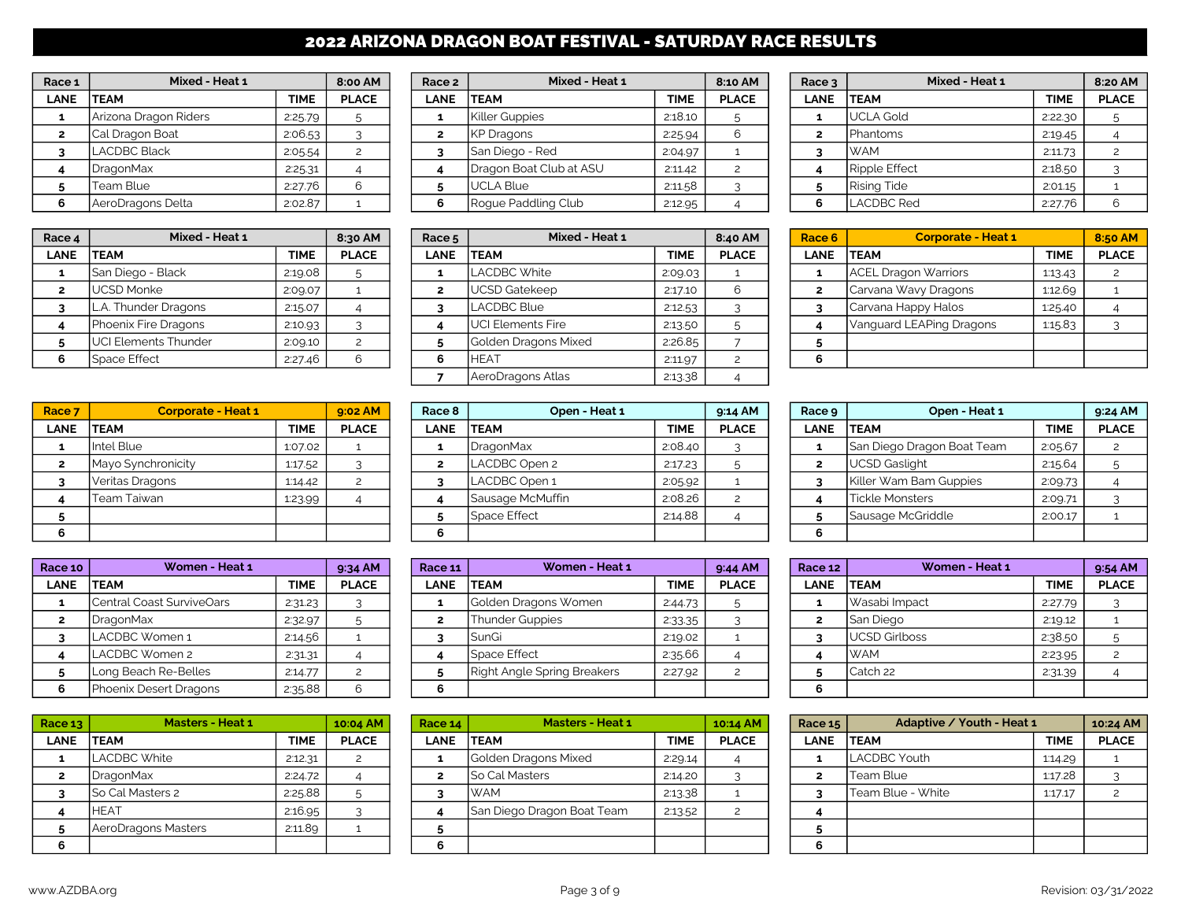# 2022 ARIZONA DRAGON BOAT FESTIVAL - SATURDAY RACE RESULTS

| Race 1 | Mixed - Heat 1 | | 8:00 AM |
|---|---|---|---|
| LANE | TEAM | TIME | PLACE |
| 1 | Arizona Dragon Riders | 2:25.79 | 5 |
| 2 | Cal Dragon Boat | 2:06.53 | 3 |
| 3 | LACDBC Black | 2:05.54 | 2 |
| 4 | DragonMax | 2:25.31 | 4 |
| 5 | Team Blue | 2:27.76 | 6 |
| 6 | AeroDragons Delta | 2:02.87 | 1 |

| Race 2 | Mixed - Heat 1 | | 8:10 AM |
|---|---|---|---|
| LANE | TEAM | TIME | PLACE |
| 1 | Killer Guppies | 2:18.10 | 5 |
| 2 | KP Dragons | 2:25.94 | 6 |
| 3 | San Diego - Red | 2:04.97 | 1 |
| 4 | Dragon Boat Club at ASU | 2:11.42 | 2 |
| 5 | UCLA Blue | 2:11.58 | 3 |
| 6 | Rogue Paddling Club | 2:12.95 | 4 |

| Race 3 | Mixed - Heat 1 | | 8:20 AM |
|---|---|---|---|
| LANE | TEAM | TIME | PLACE |
| 1 | UCLA Gold | 2:22.30 | 5 |
| 2 | Phantoms | 2:19.45 | 4 |
| 3 | WAM | 2:11.73 | 2 |
| 4 | Ripple Effect | 2:18.50 | 3 |
| 5 | Rising Tide | 2:01.15 | 1 |
| 6 | LACDBC Red | 2:27.76 | 6 |

| Race 4 | Mixed - Heat 1 | | 8:30 AM |
|---|---|---|---|
| LANE | TEAM | TIME | PLACE |
| 1 | San Diego - Black | 2:19.08 | 5 |
| 2 | UCSD Monke | 2:09.07 | 1 |
| 3 | L.A. Thunder Dragons | 2:15.07 | 4 |
| 4 | Phoenix Fire Dragons | 2:10.93 | 3 |
| 5 | UCI Elements Thunder | 2:09.10 | 2 |
| 6 | Space Effect | 2:27.46 | 6 |

| Race 5 | Mixed - Heat 1 | | 8:40 AM |
|---|---|---|---|
| LANE | TEAM | TIME | PLACE |
| 1 | LACDBC White | 2:09.03 | 1 |
| 2 | UCSD Gatekeep | 2:17.10 | 6 |
| 3 | LACDBC Blue | 2:12.53 | 3 |
| 4 | UCI Elements Fire | 2:13.50 | 5 |
| 5 | Golden Dragons Mixed | 2:26.85 | 7 |
| 6 | HEAT | 2:11.97 | 2 |
| 7 | AeroDragons Atlas | 2:13.38 | 4 |

| Race 6 | Corporate - Heat 1 | | 8:50 AM |
|---|---|---|---|
| LANE | TEAM | TIME | PLACE |
| 1 | ACEL Dragon Warriors | 1:13.43 | 2 |
| 2 | Carvana Wavy Dragons | 1:12.69 | 1 |
| 3 | Carvana Happy Halos | 1:25.40 | 4 |
| 4 | Vanguard LEAPing Dragons | 1:15.83 | 3 |
| 5 | | | |
| 6 | | | |

| Race 7 | Corporate - Heat 1 | | 9:02 AM |
|---|---|---|---|
| LANE | TEAM | TIME | PLACE |
| 1 | Intel Blue | 1:07.02 | 1 |
| 2 | Mayo Synchronicity | 1:17.52 | 3 |
| 3 | Veritas Dragons | 1:14.42 | 2 |
| 4 | Team Taiwan | 1:23.99 | 4 |
| 5 | | | |
| 6 | | | |

| Race 8 | Open - Heat 1 | | 9:14 AM |
|---|---|---|---|
| LANE | TEAM | TIME | PLACE |
| 1 | DragonMax | 2:08.40 | 3 |
| 2 | LACDBC Open 2 | 2:17.23 | 5 |
| 3 | LACDBC Open 1 | 2:05.92 | 1 |
| 4 | Sausage McMuffin | 2:08.26 | 2 |
| 5 | Space Effect | 2:14.88 | 4 |
| 6 | | | |

| Race 9 | Open - Heat 1 | | 9:24 AM |
|---|---|---|---|
| LANE | TEAM | TIME | PLACE |
| 1 | San Diego Dragon Boat Team | 2:05.67 | 2 |
| 2 | UCSD Gaslight | 2:15.64 | 5 |
| 3 | Killer Wam Bam Guppies | 2:09.73 | 4 |
| 4 | Tickle Monsters | 2:09.71 | 3 |
| 5 | Sausage McGriddle | 2:00.17 | 1 |
| 6 | | | |

| Race 10 | Women - Heat 1 | | 9:34 AM |
|---|---|---|---|
| LANE | TEAM | TIME | PLACE |
| 1 | Central Coast SurviveOars | 2:31.23 | 3 |
| 2 | DragonMax | 2:32.97 | 5 |
| 3 | LACDBC Women 1 | 2:14.56 | 1 |
| 4 | LACDBC Women 2 | 2:31.31 | 4 |
| 5 | Long Beach Re-Belles | 2:14.77 | 2 |
| 6 | Phoenix Desert Dragons | 2:35.88 | 6 |

| Race 11 | Women - Heat 1 | | 9:44 AM |
|---|---|---|---|
| LANE | TEAM | TIME | PLACE |
| 1 | Golden Dragons Women | 2:44.73 | 5 |
| 2 | Thunder Guppies | 2:33.35 | 3 |
| 3 | SunGi | 2:19.02 | 1 |
| 4 | Space Effect | 2:35.66 | 4 |
| 5 | Right Angle Spring Breakers | 2:27.92 | 2 |
| 6 | | | |

| Race 12 | Women - Heat 1 | | 9:54 AM |
|---|---|---|---|
| LANE | TEAM | TIME | PLACE |
| 1 | Wasabi Impact | 2:27.79 | 3 |
| 2 | San Diego | 2:19.12 | 1 |
| 3 | UCSD Girlboss | 2:38.50 | 5 |
| 4 | WAM | 2:23.95 | 2 |
| 5 | Catch 22 | 2:31.39 | 4 |
| 6 | | | |

| Race 13 | Masters - Heat 1 | | 10:04 AM |
|---|---|---|---|
| LANE | TEAM | TIME | PLACE |
| 1 | LACDBC White | 2:12.31 | 2 |
| 2 | DragonMax | 2:24.72 | 4 |
| 3 | So Cal Masters 2 | 2:25.88 | 5 |
| 4 | HEAT | 2:16.95 | 3 |
| 5 | AeroDragons Masters | 2:11.89 | 1 |
| 6 | | | |

| Race 14 | Masters - Heat 1 | | 10:14 AM |
|---|---|---|---|
| LANE | TEAM | TIME | PLACE |
| 1 | Golden Dragons Mixed | 2:29.14 | 4 |
| 2 | So Cal Masters | 2:14.20 | 3 |
| 3 | WAM | 2:13.38 | 1 |
| 4 | San Diego Dragon Boat Team | 2:13.52 | 2 |
| 5 | | | |
| 6 | | | |

| Race 15 | Adaptive / Youth - Heat 1 | | 10:24 AM |
|---|---|---|---|
| LANE | TEAM | TIME | PLACE |
| 1 | LACDBC Youth | 1:14.29 | 1 |
| 2 | Team Blue | 1:17.28 | 3 |
| 3 | Team Blue - White | 1:17.17 | 2 |
| 4 | | | |
| 5 | | | |
| 6 | | | |

www.AZDBA.org

Revision: 03/31/2022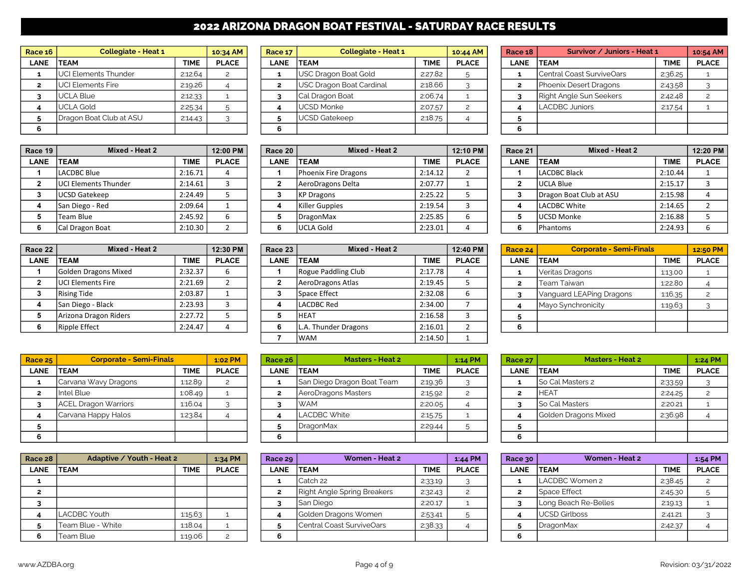# 2022 ARIZONA DRAGON BOAT FESTIVAL - SATURDAY RACE RESULTS

| Race 16 | Collegiate - Heat 1 | | 10:34 AM |
|---|---|---|---|
| LANE | TEAM | TIME | PLACE |
| 1 | UCI Elements Thunder | 2:12.64 | 2 |
| 2 | UCI Elements Fire | 2:19.26 | 4 |
| 3 | UCLA Blue | 2:12.33 | 1 |
| 4 | UCLA Gold | 2:25.34 | 5 |
| 5 | Dragon Boat Club at ASU | 2:14.43 | 3 |
| 6 | | | |

| Race 17 | Collegiate - Heat 1 | | 10:44 AM |
|---|---|---|---|
| LANE | TEAM | TIME | PLACE |
| 1 | USC Dragon Boat Gold | 2:27.82 | 5 |
| 2 | USC Dragon Boat Cardinal | 2:18.66 | 3 |
| 3 | Cal Dragon Boat | 2:06.74 | 1 |
| 4 | UCSD Monke | 2:07.57 | 2 |
| 5 | UCSD Gatekeep | 2:18.75 | 4 |
| 6 | | | |

| Race 18 | Survivor / Juniors - Heat 1 | | 10:54 AM |
|---|---|---|---|
| LANE | TEAM | TIME | PLACE |
| 1 | Central Coast SurviveOars | 2:36.25 | 1 |
| 2 | Phoenix Desert Dragons | 2:43.58 | 3 |
| 3 | Right Angle Sun Seekers | 2:42.48 | 2 |
| 4 | LACDBC Juniors | 2:17.54 | 1 |
| 5 | | | |
| 6 | | | |

| Race 19 | Mixed - Heat 2 | | 12:00 PM |
|---|---|---|---|
| LANE | TEAM | TIME | PLACE |
| 1 | LACDBC Blue | 2:16.71 | 4 |
| 2 | UCI Elements Thunder | 2:14.61 | 3 |
| 3 | UCSD Gatekeep | 2:24.49 | 5 |
| 4 | San Diego - Red | 2:09.64 | 1 |
| 5 | Team Blue | 2:45.92 | 6 |
| 6 | Cal Dragon Boat | 2:10.30 | 2 |

| Race 20 | Mixed - Heat 2 | | 12:10 PM |
|---|---|---|---|
| LANE | TEAM | TIME | PLACE |
| 1 | Phoenix Fire Dragons | 2:14.12 | 2 |
| 2 | AeroDragons Delta | 2:07.77 | 1 |
| 3 | KP Dragons | 2:25.22 | 5 |
| 4 | Killer Guppies | 2:19.54 | 3 |
| 5 | DragonMax | 2:25.85 | 6 |
| 6 | UCLA Gold | 2:23.01 | 4 |

| Race 21 | Mixed - Heat 2 | | 12:20 PM |
|---|---|---|---|
| LANE | TEAM | TIME | PLACE |
| 1 | LACDBC Black | 2:10.44 | 1 |
| 2 | UCLA Blue | 2:15.17 | 3 |
| 3 | Dragon Boat Club at ASU | 2:15.98 | 4 |
| 4 | LACDBC White | 2:14.65 | 2 |
| 5 | UCSD Monke | 2:16.88 | 5 |
| 6 | Phantoms | 2:24.93 | 6 |

| Race 22 | Mixed - Heat 2 | | 12:30 PM |
|---|---|---|---|
| LANE | TEAM | TIME | PLACE |
| 1 | Golden Dragons Mixed | 2:32.37 | 6 |
| 2 | UCI Elements Fire | 2:21.69 | 2 |
| 3 | Rising Tide | 2:03.87 | 1 |
| 4 | San Diego - Black | 2:23.93 | 3 |
| 5 | Arizona Dragon Riders | 2:27.72 | 5 |
| 6 | Ripple Effect | 2:24.47 | 4 |

| Race 23 | Mixed - Heat 2 | | 12:40 PM |
|---|---|---|---|
| LANE | TEAM | TIME | PLACE |
| 1 | Rogue Paddling Club | 2:17.78 | 4 |
| 2 | AeroDragons Atlas | 2:19.45 | 5 |
| 3 | Space Effect | 2:32.08 | 6 |
| 4 | LACDBC Red | 2:34.00 | 7 |
| 5 | HEAT | 2:16.58 | 3 |
| 6 | L.A. Thunder Dragons | 2:16.01 | 2 |
| 7 | WAM | 2:14.50 | 1 |

| Race 24 | Corporate - Semi-Finals | | 12:50 PM |
|---|---|---|---|
| LANE | TEAM | TIME | PLACE |
| 1 | Veritas Dragons | 1:13.00 | 1 |
| 2 | Team Taiwan | 1:22.80 | 4 |
| 3 | Vanguard LEAPing Dragons | 1:16.35 | 2 |
| 4 | Mayo Synchronicity | 1:19.63 | 3 |
| 5 | | | |
| 6 | | | |

| Race 25 | Corporate - Semi-Finals | | 1:02 PM |
|---|---|---|---|
| LANE | TEAM | TIME | PLACE |
| 1 | Carvana Wavy Dragons | 1:12.89 | 2 |
| 2 | Intel Blue | 1:08.49 | 1 |
| 3 | ACEL Dragon Warriors | 1:16.04 | 3 |
| 4 | Carvana Happy Halos | 1:23.84 | 4 |
| 5 | | | |
| 6 | | | |

| Race 26 | Masters - Heat 2 | | 1:14 PM |
|---|---|---|---|
| LANE | TEAM | TIME | PLACE |
| 1 | San Diego Dragon Boat Team | 2:19.36 | 3 |
| 2 | AeroDragons Masters | 2:15.92 | 2 |
| 3 | WAM | 2:20.05 | 4 |
| 4 | LACDBC White | 2:15.75 | 1 |
| 5 | DragonMax | 2:29.44 | 5 |
| 6 | | | |

| Race 27 | Masters - Heat 2 | | 1:24 PM |
|---|---|---|---|
| LANE | TEAM | TIME | PLACE |
| 1 | So Cal Masters 2 | 2:33.59 | 3 |
| 2 | HEAT | 2:24.25 | 2 |
| 3 | So Cal Masters | 2:20.21 | 1 |
| 4 | Golden Dragons Mixed | 2:36.98 | 4 |
| 5 | | | |
| 6 | | | |

| Race 28 | Adaptive / Youth - Heat 2 | | 1:34 PM |
|---|---|---|---|
| LANE | TEAM | TIME | PLACE |
| 1 | | | |
| 2 | | | |
| 3 | | | |
| 4 | LACDBC Youth | 1:15.63 | 1 |
| 5 | Team Blue - White | 1:18.04 | 1 |
| 6 | Team Blue | 1:19.06 | 2 |

| Race 29 | Women - Heat 2 | | 1:44 PM |
|---|---|---|---|
| LANE | TEAM | TIME | PLACE |
| 1 | Catch 22 | 2:33.19 | 3 |
| 2 | Right Angle Spring Breakers | 2:32.43 | 2 |
| 3 | San Diego | 2:20.17 | 1 |
| 4 | Golden Dragons Women | 2:53.41 | 5 |
| 5 | Central Coast SurviveOars | 2:38.33 | 4 |
| 6 | | | |

| Race 30 | Women - Heat 2 | | 1:54 PM |
|---|---|---|---|
| LANE | TEAM | TIME | PLACE |
| 1 | LACDBC Women 2 | 2:38.45 | 2 |
| 2 | Space Effect | 2:45.30 | 5 |
| 3 | Long Beach Re-Belles | 2:19.13 | 1 |
| 4 | UCSD Girlboss | 2:41.21 | 3 |
| 5 | DragonMax | 2:42.37 | 4 |
| 6 | | | |

www.AZDBA.org

Revision: 03/31/2022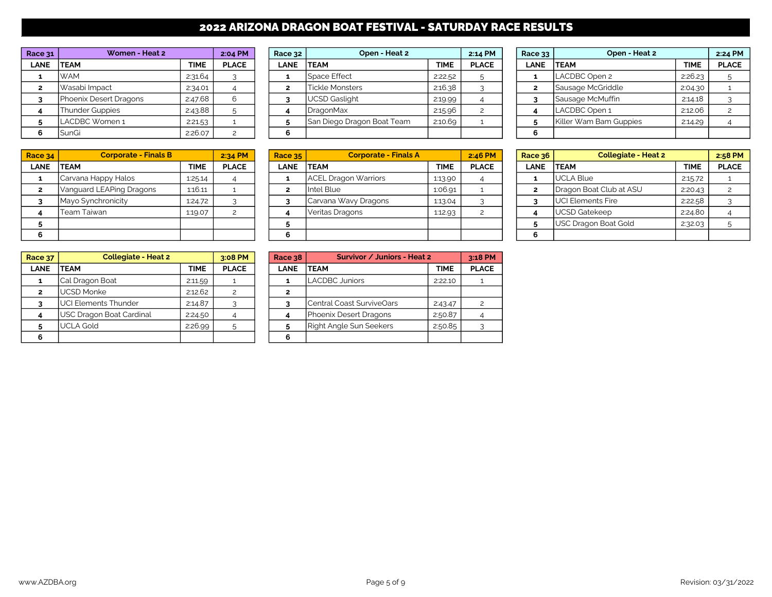# 2022 ARIZONA DRAGON BOAT FESTIVAL - SATURDAY RACE RESULTS

| Race 31 | Women - Heat 2 | | 2:04 PM |
|---|---|---|---|
| LANE | TEAM | TIME | PLACE |
| 1 | WAM | 2:31.64 | 3 |
| 2 | Wasabi Impact | 2:34.01 | 4 |
| 3 | Phoenix Desert Dragons | 2:47.68 | 6 |
| 4 | Thunder Guppies | 2:43.88 | 5 |
| 5 | LACDBC Women 1 | 2:21.53 | 1 |
| 6 | SunGi | 2:26.07 | 2 |

| Race 32 | Open - Heat 2 | | 2:14 PM |
|---|---|---|---|
| LANE | TEAM | TIME | PLACE |
| 1 | Space Effect | 2:22.52 | 5 |
| 2 | Tickle Monsters | 2:16.38 | 3 |
| 3 | UCSD Gaslight | 2:19.99 | 4 |
| 4 | DragonMax | 2:15.96 | 2 |
| 5 | San Diego Dragon Boat Team | 2:10.69 | 1 |
| 6 | | | |

| Race 33 | Open - Heat 2 | | 2:24 PM |
|---|---|---|---|
| LANE | TEAM | TIME | PLACE |
| 1 | LACDBC Open 2 | 2:26.23 | 5 |
| 2 | Sausage McGriddle | 2:04.30 | 1 |
| 3 | Sausage McMuffin | 2:14.18 | 3 |
| 4 | LACDBC Open 1 | 2:12.06 | 2 |
| 5 | Killer Wam Bam Guppies | 2:14.29 | 4 |
| 6 | | | |

| Race 34 | Corporate - Finals B | | 2:34 PM |
|---|---|---|---|
| LANE | TEAM | TIME | PLACE |
| 1 | Carvana Happy Halos | 1:25.14 | 4 |
| 2 | Vanguard LEAPing Dragons | 1:16.11 | 1 |
| 3 | Mayo Synchronicity | 1:24.72 | 3 |
| 4 | Team Taiwan | 1:19.07 | 2 |
| 5 | | | |
| 6 | | | |

| Race 35 | Corporate - Finals A | | 2:46 PM |
|---|---|---|---|
| LANE | TEAM | TIME | PLACE |
| 1 | ACEL Dragon Warriors | 1:13.90 | 4 |
| 2 | Intel Blue | 1:06.91 | 1 |
| 3 | Carvana Wavy Dragons | 1:13.04 | 3 |
| 4 | Veritas Dragons | 1:12.93 | 2 |
| 5 | | | |
| 6 | | | |

| Race 36 | Collegiate - Heat 2 | | 2:58 PM |
|---|---|---|---|
| LANE | TEAM | TIME | PLACE |
| 1 | UCLA Blue | 2:15.72 | 1 |
| 2 | Dragon Boat Club at ASU | 2:20.43 | 2 |
| 3 | UCI Elements Fire | 2:22.58 | 3 |
| 4 | UCSD Gatekeep | 2:24.80 | 4 |
| 5 | USC Dragon Boat Gold | 2:32.03 | 5 |
| 6 | | | |

| Race 37 | Collegiate - Heat 2 | | 3:08 PM |
|---|---|---|---|
| LANE | TEAM | TIME | PLACE |
| 1 | Cal Dragon Boat | 2:11.59 | 1 |
| 2 | UCSD Monke | 2:12.62 | 2 |
| 3 | UCI Elements Thunder | 2:14.87 | 3 |
| 4 | USC Dragon Boat Cardinal | 2:24.50 | 4 |
| 5 | UCLA Gold | 2:26.99 | 5 |
| 6 | | | |

| Race 38 | Survivor / Juniors - Heat 2 | | 3:18 PM |
|---|---|---|---|
| LANE | TEAM | TIME | PLACE |
| 1 | LACDBC Juniors | 2:22.10 | 1 |
| 2 | | | |
| 3 | Central Coast SurviveOars | 2:43.47 | 2 |
| 4 | Phoenix Desert Dragons | 2:50.87 | 4 |
| 5 | Right Angle Sun Seekers | 2:50.85 | 3 |
| 6 | | | |

www.AZDBA.org

Revision: 03/31/2022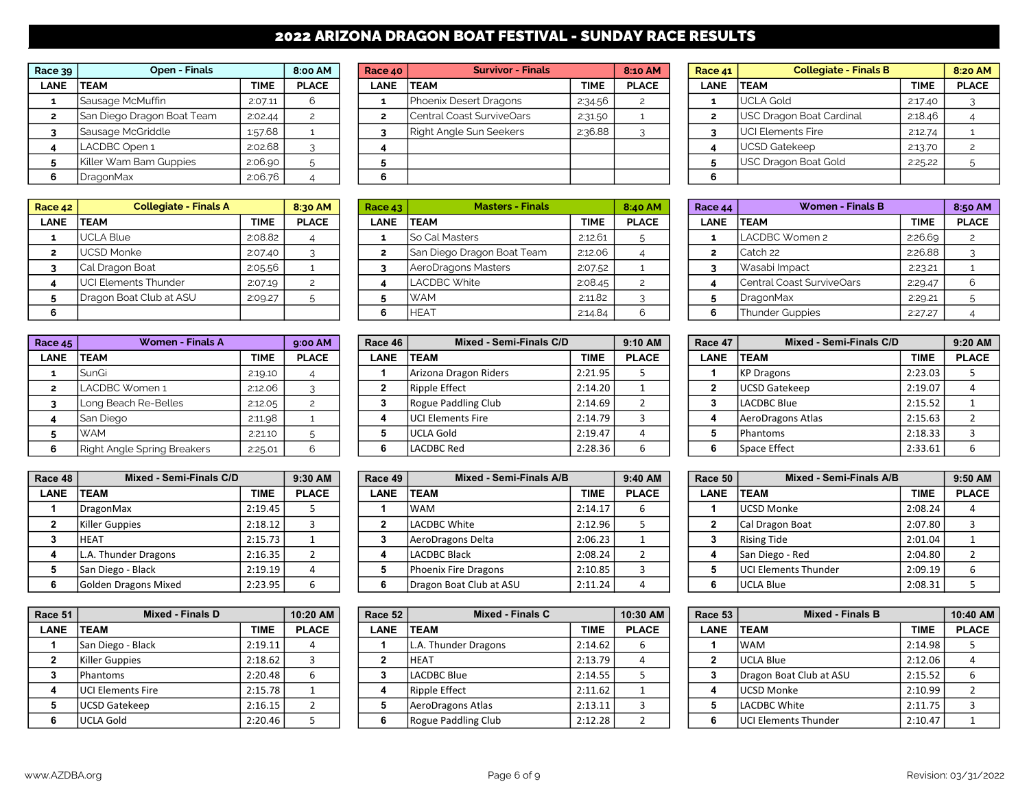# 2022 ARIZONA DRAGON BOAT FESTIVAL - SUNDAY RACE RESULTS

| Race 39 | Open - Finals | | 8:00 AM |
|---|---|---|---|
| LANE | TEAM | TIME | PLACE |
| 1 | Sausage McMuffin | 2:07.11 | 6 |
| 2 | San Diego Dragon Boat Team | 2:02.44 | 2 |
| 3 | Sausage McGriddle | 1:57.68 | 1 |
| 4 | LACDBC Open 1 | 2:02.68 | 3 |
| 5 | Killer Wam Bam Guppies | 2:06.90 | 5 |
| 6 | DragonMax | 2:06.76 | 4 |

| Race 40 | Survivor - Finals | | 8:10 AM |
|---|---|---|---|
| LANE | TEAM | TIME | PLACE |
| 1 | Phoenix Desert Dragons | 2:34.56 | 2 |
| 2 | Central Coast SurviveOars | 2:31.50 | 1 |
| 3 | Right Angle Sun Seekers | 2:36.88 | 3 |
| 4 | | | |
| 5 | | | |
| 6 | | | |

| Race 41 | Collegiate - Finals B | | 8:20 AM |
|---|---|---|---|
| LANE | TEAM | TIME | PLACE |
| 1 | UCLA Gold | 2:17.40 | 3 |
| 2 | USC Dragon Boat Cardinal | 2:18.46 | 4 |
| 3 | UCI Elements Fire | 2:12.74 | 1 |
| 4 | UCSD Gatekeep | 2:13.70 | 2 |
| 5 | USC Dragon Boat Gold | 2:25.22 | 5 |
| 6 | | | |

| Race 42 | Collegiate - Finals A | | 8:30 AM |
|---|---|---|---|
| LANE | TEAM | TIME | PLACE |
| 1 | UCLA Blue | 2:08.82 | 4 |
| 2 | UCSD Monke | 2:07.40 | 3 |
| 3 | Cal Dragon Boat | 2:05.56 | 1 |
| 4 | UCI Elements Thunder | 2:07.19 | 2 |
| 5 | Dragon Boat Club at ASU | 2:09.27 | 5 |
| 6 | | | |

| Race 43 | Masters - Finals | | 8:40 AM |
|---|---|---|---|
| LANE | TEAM | TIME | PLACE |
| 1 | So Cal Masters | 2:12.61 | 5 |
| 2 | San Diego Dragon Boat Team | 2:12.06 | 4 |
| 3 | AeroDragons Masters | 2:07.52 | 1 |
| 4 | LACDBC White | 2:08.45 | 2 |
| 5 | WAM | 2:11.82 | 3 |
| 6 | HEAT | 2:14.84 | 6 |

| Race 44 | Women - Finals B | | 8:50 AM |
|---|---|---|---|
| LANE | TEAM | TIME | PLACE |
| 1 | LACDBC Women 2 | 2:26.69 | 2 |
| 2 | Catch 22 | 2:26.88 | 3 |
| 3 | Wasabi Impact | 2:23.21 | 1 |
| 4 | Central Coast SurviveOars | 2:29.47 | 6 |
| 5 | DragonMax | 2:29.21 | 5 |
| 6 | Thunder Guppies | 2:27.27 | 4 |

| Race 45 | Women - Finals A | | 9:00 AM |
|---|---|---|---|
| LANE | TEAM | TIME | PLACE |
| 1 | SunGi | 2:19.10 | 4 |
| 2 | LACDBC Women 1 | 2:12.06 | 3 |
| 3 | Long Beach Re-Belles | 2:12.05 | 2 |
| 4 | San Diego | 2:11.98 | 1 |
| 5 | WAM | 2:21.10 | 5 |
| 6 | Right Angle Spring Breakers | 2:25.01 | 6 |

| Race 46 | Mixed - Semi-Finals C/D | | 9:10 AM |
|---|---|---|---|
| LANE | TEAM | TIME | PLACE |
| 1 | Arizona Dragon Riders | 2:21.95 | 5 |
| 2 | Ripple Effect | 2:14.20 | 1 |
| 3 | Rogue Paddling Club | 2:14.69 | 2 |
| 4 | UCI Elements Fire | 2:14.79 | 3 |
| 5 | UCLA Gold | 2:19.47 | 4 |
| 6 | LACDBC Red | 2:28.36 | 6 |

| Race 47 | Mixed - Semi-Finals C/D | | 9:20 AM |
|---|---|---|---|
| LANE | TEAM | TIME | PLACE |
| 1 | KP Dragons | 2:23.03 | 5 |
| 2 | UCSD Gatekeep | 2:19.07 | 4 |
| 3 | LACDBC Blue | 2:15.52 | 1 |
| 4 | AeroDragons Atlas | 2:15.63 | 2 |
| 5 | Phantoms | 2:18.33 | 3 |
| 6 | Space Effect | 2:33.61 | 6 |

| Race 48 | Mixed - Semi-Finals C/D | | 9:30 AM |
|---|---|---|---|
| LANE | TEAM | TIME | PLACE |
| 1 | DragonMax | 2:19.45 | 5 |
| 2 | Killer Guppies | 2:18.12 | 3 |
| 3 | HEAT | 2:15.73 | 1 |
| 4 | L.A. Thunder Dragons | 2:16.35 | 2 |
| 5 | San Diego - Black | 2:19.19 | 4 |
| 6 | Golden Dragons Mixed | 2:23.95 | 6 |

| Race 49 | Mixed - Semi-Finals A/B | | 9:40 AM |
|---|---|---|---|
| LANE | TEAM | TIME | PLACE |
| 1 | WAM | 2:14.17 | 6 |
| 2 | LACDBC White | 2:12.96 | 5 |
| 3 | AeroDragons Delta | 2:06.23 | 1 |
| 4 | LACDBC Black | 2:08.24 | 2 |
| 5 | Phoenix Fire Dragons | 2:10.85 | 3 |
| 6 | Dragon Boat Club at ASU | 2:11.24 | 4 |

| Race 50 | Mixed - Semi-Finals A/B | | 9:50 AM |
|---|---|---|---|
| LANE | TEAM | TIME | PLACE |
| 1 | UCSD Monke | 2:08.24 | 4 |
| 2 | Cal Dragon Boat | 2:07.80 | 3 |
| 3 | Rising Tide | 2:01.04 | 1 |
| 4 | San Diego - Red | 2:04.80 | 2 |
| 5 | UCI Elements Thunder | 2:09.19 | 6 |
| 6 | UCLA Blue | 2:08.31 | 5 |

| Race 51 | Mixed - Finals D | | 10:20 AM |
|---|---|---|---|
| LANE | TEAM | TIME | PLACE |
| 1 | San Diego - Black | 2:19.11 | 4 |
| 2 | Killer Guppies | 2:18.62 | 3 |
| 3 | Phantoms | 2:20.48 | 6 |
| 4 | UCI Elements Fire | 2:15.78 | 1 |
| 5 | UCSD Gatekeep | 2:16.15 | 2 |
| 6 | UCLA Gold | 2:20.46 | 5 |

| Race 52 | Mixed - Finals C | | 10:30 AM |
|---|---|---|---|
| LANE | TEAM | TIME | PLACE |
| 1 | L.A. Thunder Dragons | 2:14.62 | 6 |
| 2 | HEAT | 2:13.79 | 4 |
| 3 | LACDBC Blue | 2:14.55 | 5 |
| 4 | Ripple Effect | 2:11.62 | 1 |
| 5 | AeroDragons Atlas | 2:13.11 | 3 |
| 6 | Rogue Paddling Club | 2:12.28 | 2 |

| Race 53 | Mixed - Finals B | | 10:40 AM |
|---|---|---|---|
| LANE | TEAM | TIME | PLACE |
| 1 | WAM | 2:14.98 | 5 |
| 2 | UCLA Blue | 2:12.06 | 4 |
| 3 | Dragon Boat Club at ASU | 2:15.52 | 6 |
| 4 | UCSD Monke | 2:10.99 | 2 |
| 5 | LACDBC White | 2:11.75 | 3 |
| 6 | UCI Elements Thunder | 2:10.47 | 1 |

www.AZDBA.org

Revision: 03/31/2022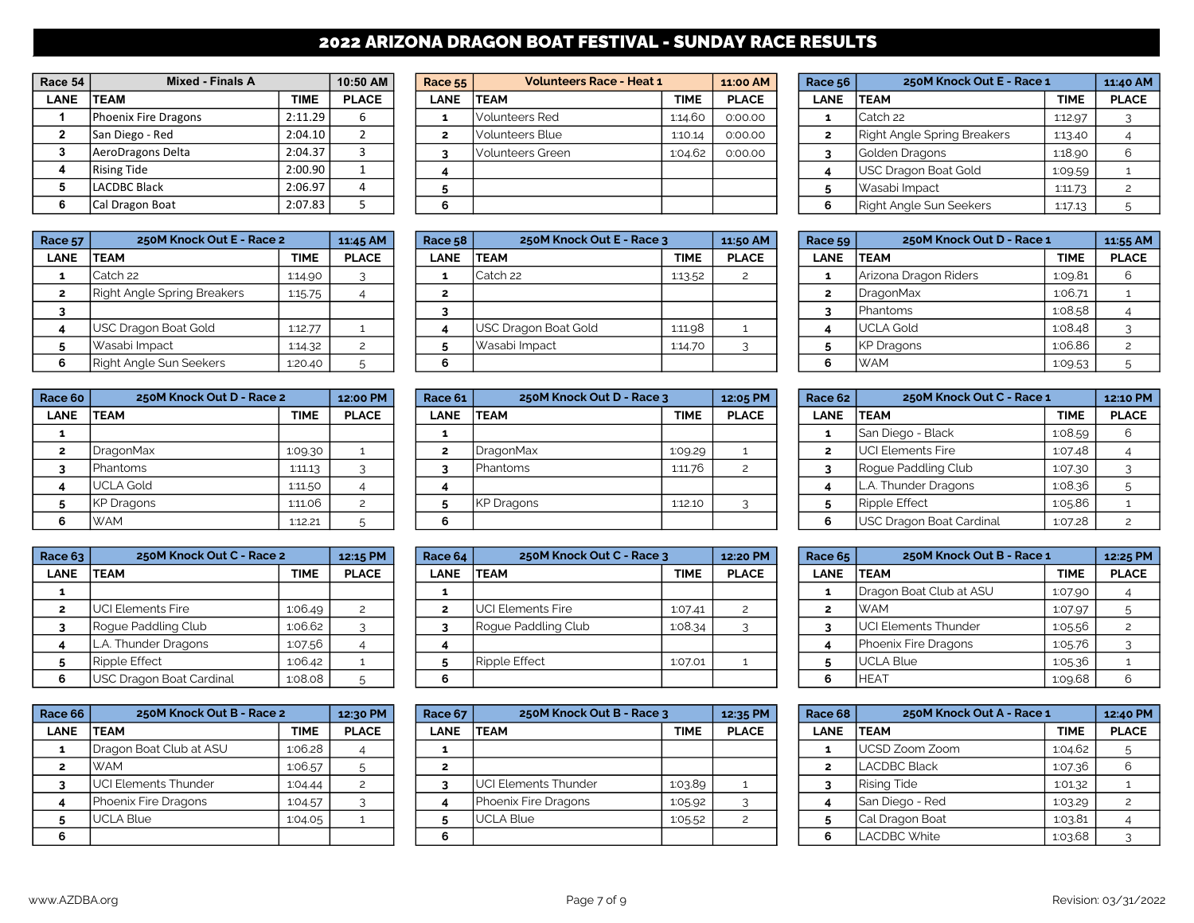# 2022 ARIZONA DRAGON BOAT FESTIVAL - SUNDAY RACE RESULTS

| Race 54 | Mixed - Finals A | | 10:50 AM |
|---|---|---|---|
| LANE | TEAM | TIME | PLACE |
| 1 | Phoenix Fire Dragons | 2:11.29 | 6 |
| 2 | San Diego - Red | 2:04.10 | 2 |
| 3 | AeroDragons Delta | 2:04.37 | 3 |
| 4 | Rising Tide | 2:00.90 | 1 |
| 5 | LACDBC Black | 2:06.97 | 4 |
| 6 | Cal Dragon Boat | 2:07.83 | 5 |

| Race 55 | Volunteers Race - Heat 1 | | 11:00 AM |
|---|---|---|---|
| LANE | TEAM | TIME | PLACE |
| 1 | Volunteers Red | 1:14.60 | 0:00.00 |
| 2 | Volunteers Blue | 1:10.14 | 0:00.00 |
| 3 | Volunteers Green | 1:04.62 | 0:00.00 |
| 4 | | | |
| 5 | | | |
| 6 | | | |

| Race 56 | 250M Knock Out E - Race 1 | | 11:40 AM |
|---|---|---|---|
| LANE | TEAM | TIME | PLACE |
| 1 | Catch 22 | 1:12.97 | 3 |
| 2 | Right Angle Spring Breakers | 1:13.40 | 4 |
| 3 | Golden Dragons | 1:18.90 | 6 |
| 4 | USC Dragon Boat Gold | 1:09.59 | 1 |
| 5 | Wasabi Impact | 1:11.73 | 2 |
| 6 | Right Angle Sun Seekers | 1:17.13 | 5 |

| Race 57 | 250M Knock Out E - Race 2 | | 11:45 AM |
|---|---|---|---|
| LANE | TEAM | TIME | PLACE |
| 1 | Catch 22 | 1:14.90 | 3 |
| 2 | Right Angle Spring Breakers | 1:15.75 | 4 |
| 3 | | | |
| 4 | USC Dragon Boat Gold | 1:12.77 | 1 |
| 5 | Wasabi Impact | 1:14.32 | 2 |
| 6 | Right Angle Sun Seekers | 1:20.40 | 5 |

| Race 58 | 250M Knock Out E - Race 3 | | 11:50 AM |
|---|---|---|---|
| LANE | TEAM | TIME | PLACE |
| 1 | Catch 22 | 1:13.52 | 2 |
| 2 | | | |
| 3 | | | |
| 4 | USC Dragon Boat Gold | 1:11.98 | 1 |
| 5 | Wasabi Impact | 1:14.70 | 3 |
| 6 | | | |

| Race 59 | 250M Knock Out D - Race 1 | | 11:55 AM |
|---|---|---|---|
| LANE | TEAM | TIME | PLACE |
| 1 | Arizona Dragon Riders | 1:09.81 | 6 |
| 2 | DragonMax | 1:06.71 | 1 |
| 3 | Phantoms | 1:08.58 | 4 |
| 4 | UCLA Gold | 1:08.48 | 3 |
| 5 | KP Dragons | 1:06.86 | 2 |
| 6 | WAM | 1:09.53 | 5 |

| Race 60 | 250M Knock Out D - Race 2 | | 12:00 PM |
|---|---|---|---|
| LANE | TEAM | TIME | PLACE |
| 1 | | | |
| 2 | DragonMax | 1:09.30 | 1 |
| 3 | Phantoms | 1:11.13 | 3 |
| 4 | UCLA Gold | 1:11.50 | 4 |
| 5 | KP Dragons | 1:11.06 | 2 |
| 6 | WAM | 1:12.21 | 5 |

| Race 61 | 250M Knock Out D - Race 3 | | 12:05 PM |
|---|---|---|---|
| LANE | TEAM | TIME | PLACE |
| 1 | | | |
| 2 | DragonMax | 1:09.29 | 1 |
| 3 | Phantoms | 1:11.76 | 2 |
| 4 | | | |
| 5 | KP Dragons | 1:12.10 | 3 |
| 6 | | | |

| Race 62 | 250M Knock Out C - Race 1 | | 12:10 PM |
|---|---|---|---|
| LANE | TEAM | TIME | PLACE |
| 1 | San Diego - Black | 1:08.59 | 6 |
| 2 | UCI Elements Fire | 1:07.48 | 4 |
| 3 | Rogue Paddling Club | 1:07.30 | 3 |
| 4 | L.A. Thunder Dragons | 1:08.36 | 5 |
| 5 | Ripple Effect | 1:05.86 | 1 |
| 6 | USC Dragon Boat Cardinal | 1:07.28 | 2 |

| Race 63 | 250M Knock Out C - Race 2 | | 12:15 PM |
|---|---|---|---|
| LANE | TEAM | TIME | PLACE |
| 1 | | | |
| 2 | UCI Elements Fire | 1:06.49 | 2 |
| 3 | Rogue Paddling Club | 1:06.62 | 3 |
| 4 | L.A. Thunder Dragons | 1:07.56 | 4 |
| 5 | Ripple Effect | 1:06.42 | 1 |
| 6 | USC Dragon Boat Cardinal | 1:08.08 | 5 |

| Race 64 | 250M Knock Out C - Race 3 | | 12:20 PM |
|---|---|---|---|
| LANE | TEAM | TIME | PLACE |
| 1 | | | |
| 2 | UCI Elements Fire | 1:07.41 | 2 |
| 3 | Rogue Paddling Club | 1:08.34 | 3 |
| 4 | | | |
| 5 | Ripple Effect | 1:07.01 | 1 |
| 6 | | | |

| Race 65 | 250M Knock Out B - Race 1 | | 12:25 PM |
|---|---|---|---|
| LANE | TEAM | TIME | PLACE |
| 1 | Dragon Boat Club at ASU | 1:07.90 | 4 |
| 2 | WAM | 1:07.97 | 5 |
| 3 | UCI Elements Thunder | 1:05.56 | 2 |
| 4 | Phoenix Fire Dragons | 1:05.76 | 3 |
| 5 | UCLA Blue | 1:05.36 | 1 |
| 6 | HEAT | 1:09.68 | 6 |

| Race 66 | 250M Knock Out B - Race 2 | | 12:30 PM |
|---|---|---|---|
| LANE | TEAM | TIME | PLACE |
| 1 | Dragon Boat Club at ASU | 1:06.28 | 4 |
| 2 | WAM | 1:06.57 | 5 |
| 3 | UCI Elements Thunder | 1:04.44 | 2 |
| 4 | Phoenix Fire Dragons | 1:04.57 | 3 |
| 5 | UCLA Blue | 1:04.05 | 1 |
| 6 | | | |

| Race 67 | 250M Knock Out B - Race 3 | | 12:35 PM |
|---|---|---|---|
| LANE | TEAM | TIME | PLACE |
| 1 | | | |
| 2 | | | |
| 3 | UCI Elements Thunder | 1:03.89 | 1 |
| 4 | Phoenix Fire Dragons | 1:05.92 | 3 |
| 5 | UCLA Blue | 1:05.52 | 2 |
| 6 | | | |

| Race 68 | 250M Knock Out A - Race 1 | | 12:40 PM |
|---|---|---|---|
| LANE | TEAM | TIME | PLACE |
| 1 | UCSD Zoom Zoom | 1:04.62 | 5 |
| 2 | LACDBC Black | 1:07.36 | 6 |
| 3 | Rising Tide | 1:01.32 | 1 |
| 4 | San Diego - Red | 1:03.29 | 2 |
| 5 | Cal Dragon Boat | 1:03.81 | 4 |
| 6 | LACDBC White | 1:03.68 | 3 |

www.AZDBA.org

Revision: 03/31/2022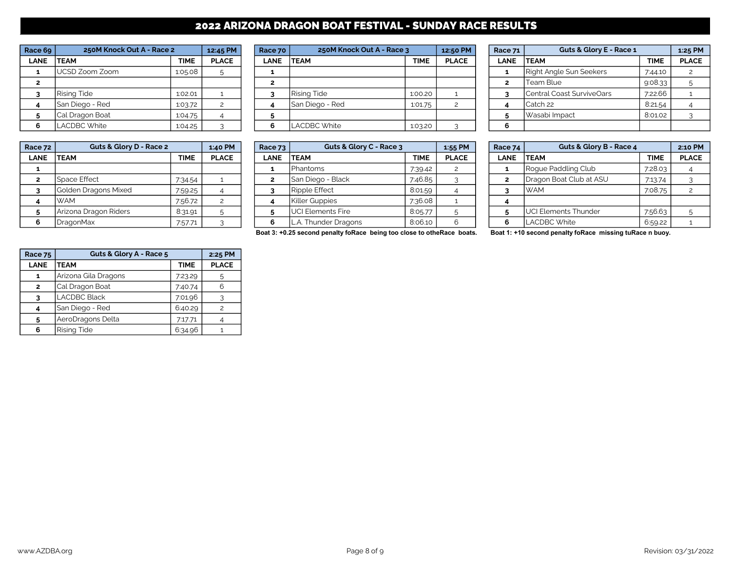# 2022 ARIZONA DRAGON BOAT FESTIVAL - SUNDAY RACE RESULTS

| Race 69 | 250M Knock Out A - Race 2 | | 12:45 PM |
|---|---|---|---|
| LANE | TEAM | TIME | PLACE |
| 1 | UCSD Zoom Zoom | 1:05.08 | 5 |
| 2 | | | |
| 3 | Rising Tide | 1:02.01 | 1 |
| 4 | San Diego - Red | 1:03.72 | 2 |
| 5 | Cal Dragon Boat | 1:04.75 | 4 |
| 6 | LACDBC White | 1:04.25 | 3 |

| Race 70 | 250M Knock Out A - Race 3 | | 12:50 PM |
|---|---|---|---|
| LANE | TEAM | TIME | PLACE |
| 1 | | | |
| 2 | | | |
| 3 | Rising Tide | 1:00.20 | 1 |
| 4 | San Diego - Red | 1:01.75 | 2 |
| 5 | | | |
| 6 | LACDBC White | 1:03.20 | 3 |

| Race 71 | Guts & Glory E - Race 1 | | 1:25 PM |
|---|---|---|---|
| LANE | TEAM | TIME | PLACE |
| 1 | Right Angle Sun Seekers | 7:44.10 | 2 |
| 2 | Team Blue | 9:08.33 | 5 |
| 3 | Central Coast SurviveOars | 7:22.66 | 1 |
| 4 | Catch 22 | 8:21.54 | 4 |
| 5 | Wasabi Impact | 8:01.02 | 3 |
| 6 | | | |

| Race 72 | Guts & Glory D - Race 2 | | 1:40 PM |
|---|---|---|---|
| LANE | TEAM | TIME | PLACE |
| 1 | | | |
| 2 | Space Effect | 7:34.54 | 1 |
| 3 | Golden Dragons Mixed | 7:59.25 | 4 |
| 4 | WAM | 7:56.72 | 2 |
| 5 | Arizona Dragon Riders | 8:31.91 | 5 |
| 6 | DragonMax | 7:57.71 | 3 |

| Race 73 | Guts & Glory C - Race 3 | | 1:55 PM |
|---|---|---|---|
| LANE | TEAM | TIME | PLACE |
| 1 | Phantoms | 7:39.42 | 2 |
| 2 | San Diego - Black | 7:46.85 | 3 |
| 3 | Ripple Effect | 8:01.59 | 4 |
| 4 | Killer Guppies | 7:36.08 | 1 |
| 5 | UCI Elements Fire | 8:05.77 | 5 |
| 6 | L.A. Thunder Dragons | 8:06.10 | 6 |

**Boat 3: +0.25 second penalty foRace being too close to otheRace boats.**

| Race 74 | Guts & Glory B - Race 4 | | 2:10 PM |
|---|---|---|---|
| LANE | TEAM | TIME | PLACE |
| 1 | Rogue Paddling Club | 7:28.03 | 4 |
| 2 | Dragon Boat Club at ASU | 7:13.74 | 3 |
| 3 | WAM | 7:08.75 | 2 |
| 4 | | | |
| 5 | UCI Elements Thunder | 7:56.63 | 5 |
| 6 | LACDBC White | 6:59.22 | 1 |

**Boat 1: +10 second penalty foRace missing tuRace n buoy.**

| Race 75 | Guts & Glory A - Race 5 | | 2:25 PM |
|---|---|---|---|
| LANE | TEAM | TIME | PLACE |
| 1 | Arizona Gila Dragons | 7:23.29 | 5 |
| 2 | Cal Dragon Boat | 7:40.74 | 6 |
| 3 | LACDBC Black | 7:01.96 | 3 |
| 4 | San Diego - Red | 6:40.29 | 2 |
| 5 | AeroDragons Delta | 7:17.71 | 4 |
| 6 | Rising Tide | 6:34.96 | 1 |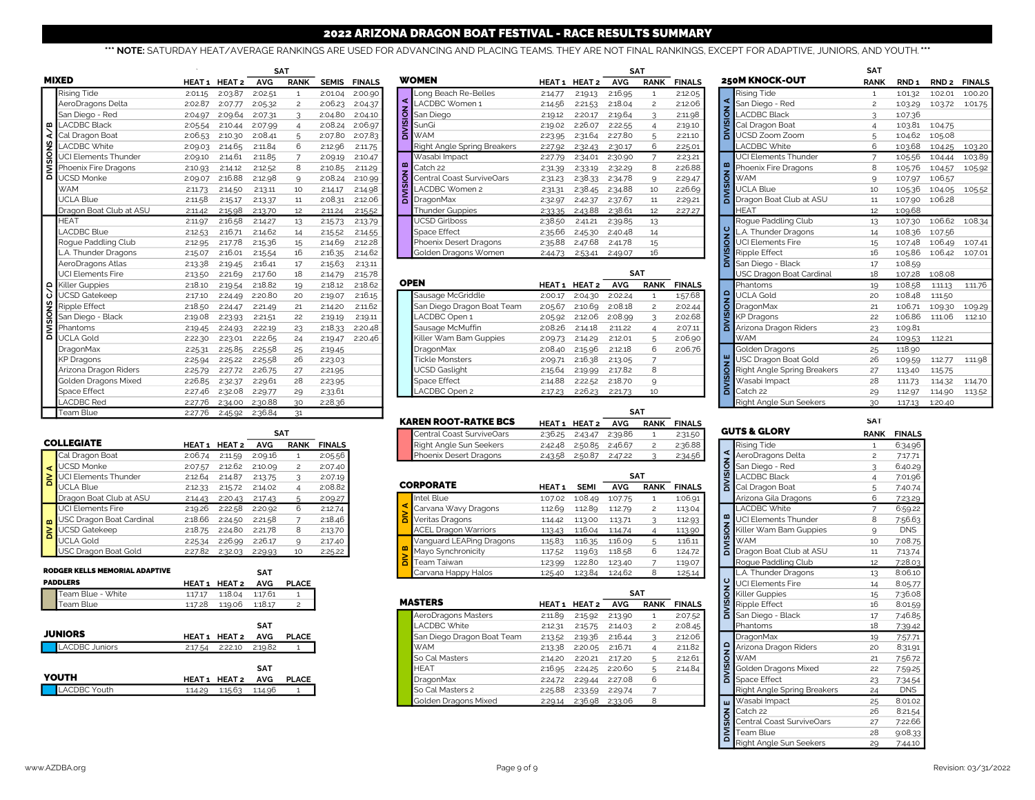# 2022 ARIZONA DRAGON BOAT FESTIVAL - RACE RESULTS SUMMARY

*** **NOTE:** SATURDAY HEAT/AVERAGE RANKINGS ARE USED FOR ADVANCING AND PLACING TEAMS. THEY ARE NOT FINAL RANKINGS, EXCEPT FOR ADAPTIVE, JUNIORS, AND YOUTH. ***

## MIXED

| Division | Team | HEAT 1 | HEAT 2 | SAT AVG | SAT RANK | SEMIS | FINALS |
|---|---|---|---|---|---|---|---|
| DIVISIONS A/B | Rising Tide | 2:01.15 | 2:03.87 | 2:02.51 | 1 | 2:01.04 | 2:00.90 |
| | AeroDragons Delta | 2:02.87 | 2:07.77 | 2:05.32 | 2 | 2:06.23 | 2:04.37 |
| | San Diego - Red | 2:04.97 | 2:09.64 | 2:07.31 | 3 | 2:04.80 | 2:04.10 |
| | LACDBC Black | 2:05.54 | 2:10.44 | 2:07.99 | 4 | 2:08.24 | 2:06.97 |
| | Cal Dragon Boat | 2:06.53 | 2:10.30 | 2:08.41 | 5 | 2:07.80 | 2:07.83 |
| | LACDBC White | 2:09.03 | 2:14.65 | 2:11.84 | 6 | 2:12.96 | 2:11.75 |
| | UCI Elements Thunder | 2:09.10 | 2:14.61 | 2:11.85 | 7 | 2:09.19 | 2:10.47 |
| | Phoenix Fire Dragons | 2:10.93 | 2:14.12 | 2:12.52 | 8 | 2:10.85 | 2:11.29 |
| | UCSD Monke | 2:09.07 | 2:16.88 | 2:12.98 | 9 | 2:08.24 | 2:10.99 |
| | WAM | 2:11.73 | 2:14.50 | 2:13.11 | 10 | 2:14.17 | 2:14.98 |
| | UCLA Blue | 2:11.58 | 2:15.17 | 2:13.37 | 11 | 2:08.31 | 2:12.06 |
| | Dragon Boat Club at ASU | 2:11.42 | 2:15.98 | 2:13.70 | 12 | 2:11.24 | 2:15.52 |
| DIVISIONS C/D | HEAT | 2:11.97 | 2:16.58 | 2:14.27 | 13 | 2:15.73 | 2:13.79 |
| | LACDBC Blue | 2:12.53 | 2:16.71 | 2:14.62 | 14 | 2:15.52 | 2:14.55 |
| | Rogue Paddling Club | 2:12.95 | 2:17.78 | 2:15.36 | 15 | 2:14.69 | 2:12.28 |
| | L.A. Thunder Dragons | 2:15.07 | 2:16.01 | 2:15.54 | 16 | 2:16.35 | 2:14.62 |
| | AeroDragons Atlas | 2:13.38 | 2:19.45 | 2:16.41 | 17 | 2:15.63 | 2:13.11 |
| | UCI Elements Fire | 2:13.50 | 2:21.69 | 2:17.60 | 18 | 2:14.79 | 2:15.78 |
| | Killer Guppies | 2:18.10 | 2:19.54 | 2:18.82 | 19 | 2:18.12 | 2:18.62 |
| | UCSD Gatekeep | 2:17.10 | 2:24.49 | 2:20.80 | 20 | 2:19.07 | 2:16.15 |
| | Ripple Effect | 2:18.50 | 2:24.47 | 2:21.49 | 21 | 2:14.20 | 2:11.62 |
| | San Diego - Black | 2:19.08 | 2:23.93 | 2:21.51 | 22 | 2:19.19 | 2:19.11 |
| | Phantoms | 2:19.45 | 2:24.93 | 2:22.19 | 23 | 2:18.33 | 2:20.48 |
| | UCLA Gold | 2:22.30 | 2:23.01 | 2:22.65 | 24 | 2:19.47 | 2:20.46 |
| | DragonMax | 2:25.31 | 2:25.85 | 2:25.58 | 25 | 2:19.45 | |
| | KP Dragons | 2:25.94 | 2:25.22 | 2:25.58 | 26 | 2:23.03 | |
| | Arizona Dragon Riders | 2:25.79 | 2:27.72 | 2:26.75 | 27 | 2:21.95 | |
| | Golden Dragons Mixed | 2:26.85 | 2:32.37 | 2:29.61 | 28 | 2:23.95 | |
| | Space Effect | 2:27.46 | 2:32.08 | 2:29.77 | 29 | 2:33.61 | |
| | LACDBC Red | 2:27.76 | 2:34.00 | 2:30.88 | 30 | 2:28.36 | |
| | Team Blue | 2:27.76 | 2:45.92 | 2:36.84 | 31 | | |

## COLLEGIATE

| Division | Team | HEAT 1 | HEAT 2 | SAT AVG | SAT RANK | FINALS |
|---|---|---|---|---|---|---|
| DIV A | Cal Dragon Boat | 2:06.74 | 2:11.59 | 2:09.16 | 1 | 2:05.56 |
| | UCSD Monke | 2:07.57 | 2:12.62 | 2:10.09 | 2 | 2:07.40 |
| | UCI Elements Thunder | 2:12.64 | 2:14.87 | 2:13.75 | 3 | 2:07.19 |
| | UCLA Blue | 2:12.33 | 2:15.72 | 2:14.02 | 4 | 2:08.82 |
| | Dragon Boat Club at ASU | 2:14.43 | 2:20.43 | 2:17.43 | 5 | 2:09.27 |
| DIV B | UCI Elements Fire | 2:19.26 | 2:22.58 | 2:20.92 | 6 | 2:12.74 |
| | USC Dragon Boat Cardinal | 2:18.66 | 2:24.50 | 2:21.58 | 7 | 2:18.46 |
| | UCSD Gatekeep | 2:18.75 | 2:24.80 | 2:21.78 | 8 | 2:13.70 |
| | UCLA Gold | 2:25.34 | 2:26.99 | 2:26.17 | 9 | 2:17.40 |
| | USC Dragon Boat Gold | 2:27.82 | 2:32.03 | 2:29.93 | 10 | 2:25.22 |

## RODGER KELLS MEMORIAL ADAPTIVE PADDLERS

| Team | HEAT 1 | HEAT 2 | SAT AVG | PLACE |
|---|---|---|---|---|
| Team Blue - White | 1:17.17 | 1:18.04 | 1:17.61 | 1 |
| Team Blue | 1:17.28 | 1:19.06 | 1:18.17 | 2 |

## JUNIORS

| Team | HEAT 1 | HEAT 2 | SAT AVG | PLACE |
|---|---|---|---|---|
| LACDBC Juniors | 2:17.54 | 2:22.10 | 2:19.82 | 1 |

## YOUTH

| Team | HEAT 1 | HEAT 2 | SAT AVG | PLACE |
|---|---|---|---|---|
| LACDBC Youth | 1:14.29 | 1:15.63 | 1:14.96 | 1 |

## WOMEN

| Division | Team | HEAT 1 | HEAT 2 | SAT AVG | SAT RANK | FINALS |
|---|---|---|---|---|---|---|
| DIVISION A | Long Beach Re-Belles | 2:14.77 | 2:19.13 | 2:16.95 | 1 | 2:12.05 |
| | LACDBC Women 1 | 2:14.56 | 2:21.53 | 2:18.04 | 2 | 2:12.06 |
| | San Diego | 2:19.12 | 2:20.17 | 2:19.64 | 3 | 2:11.98 |
| | SunGi | 2:19.02 | 2:26.07 | 2:22.55 | 4 | 2:19.10 |
| | WAM | 2:23.95 | 2:31.64 | 2:27.80 | 5 | 2:21.10 |
| | Right Angle Spring Breakers | 2:27.92 | 2:32.43 | 2:30.17 | 6 | 2:25.01 |
| DIVISION B | Wasabi Impact | 2:27.79 | 2:34.01 | 2:30.90 | 7 | 2:23.21 |
| | Catch 22 | 2:31.39 | 2:33.19 | 2:32.29 | 8 | 2:26.88 |
| | Central Coast SurviveOars | 2:31.23 | 2:38.33 | 2:34.78 | 9 | 2:29.47 |
| | LACDBC Women 2 | 2:31.31 | 2:38.45 | 2:34.88 | 10 | 2:26.69 |
| | DragonMax | 2:32.97 | 2:42.37 | 2:37.67 | 11 | 2:29.21 |
| | Thunder Guppies | 2:33.35 | 2:43.88 | 2:38.61 | 12 | 2:27.27 |
| | UCSD Girlboss | 2:38.50 | 2:41.21 | 2:39.85 | 13 | |
| | Space Effect | 2:35.66 | 2:45.30 | 2:40.48 | 14 | |
| | Phoenix Desert Dragons | 2:35.88 | 2:47.68 | 2:41.78 | 15 | |
| | Golden Dragons Women | 2:44.73 | 2:53.41 | 2:49.07 | 16 | |

## OPEN

| Team | HEAT 1 | HEAT 2 | SAT AVG | SAT RANK | FINALS |
|---|---|---|---|---|---|
| Sausage McGriddle | 2:00.17 | 2:04.30 | 2:02.24 | 1 | 1:57.68 |
| San Diego Dragon Boat Team | 2:05.67 | 2:10.69 | 2:08.18 | 2 | 2:02.44 |
| LACDBC Open 1 | 2:05.92 | 2:12.06 | 2:08.99 | 3 | 2:02.68 |
| Sausage McMuffin | 2:08.26 | 2:14.18 | 2:11.22 | 4 | 2:07.11 |
| Killer Wam Bam Guppies | 2:09.73 | 2:14.29 | 2:12.01 | 5 | 2:06.90 |
| DragonMax | 2:08.40 | 2:15.96 | 2:12.18 | 6 | 2:06.76 |
| Tickle Monsters | 2:09.71 | 2:16.38 | 2:13.05 | 7 | |
| UCSD Gaslight | 2:15.64 | 2:19.99 | 2:17.82 | 8 | |
| Space Effect | 2:14.88 | 2:22.52 | 2:18.70 | 9 | |
| LACDBC Open 2 | 2:17.23 | 2:26.23 | 2:21.73 | 10 | |

## KAREN ROOT-RATKE BCS

| Team | HEAT 1 | HEAT 2 | SAT AVG | SAT RANK | FINALS |
|---|---|---|---|---|---|
| Central Coast SurviveOars | 2:36.25 | 2:43.47 | 2:39.86 | 1 | 2:31.50 |
| Right Angle Sun Seekers | 2:42.48 | 2:50.85 | 2:46.67 | 2 | 2:36.88 |
| Phoenix Desert Dragons | 2:43.58 | 2:50.87 | 2:47.22 | 3 | 2:34.56 |

## CORPORATE

| Division | Team | HEAT 1 | SEMI | SAT AVG | SAT RANK | FINALS |
|---|---|---|---|---|---|---|
| DIV A | Intel Blue | 1:07.02 | 1:08.49 | 1:07.75 | 1 | 1:06.91 |
| | Carvana Wavy Dragons | 1:12.69 | 1:12.89 | 1:12.79 | 2 | 1:13.04 |
| | Veritas Dragons | 1:14.42 | 1:13.00 | 1:13.71 | 3 | 1:12.93 |
| | ACEL Dragon Warriors | 1:13.43 | 1:16.04 | 1:14.74 | 4 | 1:13.90 |
| DIV B | Vanguard LEAPing Dragons | 1:15.83 | 1:16.35 | 1:16.09 | 5 | 1:16.11 |
| | Mayo Synchronicity | 1:17.52 | 1:19.63 | 1:18.58 | 6 | 1:24.72 |
| | Team Taiwan | 1:23.99 | 1:22.80 | 1:23.40 | 7 | 1:19.07 |
| | Carvana Happy Halos | 1:25.40 | 1:23.84 | 1:24.62 | 8 | 1:25.14 |

## MASTERS

| Team | HEAT 1 | HEAT 2 | SAT AVG | SAT RANK | FINALS |
|---|---|---|---|---|---|
| AeroDragons Masters | 2:11.89 | 2:15.92 | 2:13.90 | 1 | 2:07.52 |
| LACDBC White | 2:12.31 | 2:15.75 | 2:14.03 | 2 | 2:08.45 |
| San Diego Dragon Boat Team | 2:13.52 | 2:19.36 | 2:16.44 | 3 | 2:12.06 |
| WAM | 2:13.38 | 2:20.05 | 2:16.71 | 4 | 2:11.82 |
| So Cal Masters | 2:14.20 | 2:20.21 | 2:17.20 | 5 | 2:12.61 |
| HEAT | 2:16.95 | 2:24.25 | 2:20.60 | 5 | 2:14.84 |
| DragonMax | 2:24.72 | 2:29.44 | 2:27.08 | 6 | |
| So Cal Masters 2 | 2:25.88 | 2:33.59 | 2:29.74 | 7 | |
| Golden Dragons Mixed | 2:29.14 | 2:36.98 | 2:33.06 | 8 | |

## 250M KNOCK-OUT

| Division | Team | SAT RANK | RND 1 | RND 2 | FINALS |
|---|---|---|---|---|---|
| DIVISION A | Rising Tide | 1 | 1:01.32 | 1:02.01 | 1:00.20 |
| | San Diego - Red | 2 | 1:03.29 | 1:03.72 | 1:01.75 |
| | LACDBC Black | 3 | 1:07.36 | | |
| | Cal Dragon Boat | 4 | 1:03.81 | 1:04.75 | |
| | UCSD Zoom Zoom | 5 | 1:04.62 | 1:05.08 | |
| | LACDBC White | 6 | 1:03.68 | 1:04.25 | 1:03.20 |
| DIVISION B | UCI Elements Thunder | 7 | 1:05.56 | 1:04.44 | 1:03.89 |
| | Phoenix Fire Dragons | 8 | 1:05.76 | 1:04.57 | 1:05.92 |
| | WAM | 9 | 1:07.97 | 1:06.57 | |
| | UCLA Blue | 10 | 1:05.36 | 1:04.05 | 1:05.52 |
| | Dragon Boat Club at ASU | 11 | 1:07.90 | 1:06.28 | |
| | HEAT | 12 | 1:09.68 | | |
| DIVISION C | Rogue Paddling Club | 13 | 1:07.30 | 1:06.62 | 1:08.34 |
| | L.A. Thunder Dragons | 14 | 1:08.36 | 1:07.56 | |
| | UCI Elements Fire | 15 | 1:07.48 | 1:06.49 | 1:07.41 |
| | Ripple Effect | 16 | 1:05.86 | 1:06.42 | 1:07.01 |
| | San Diego - Black | 17 | 1:08.59 | | |
| | USC Dragon Boat Cardinal | 18 | 1:07.28 | 1:08.08 | |
| DIVISION D | Phantoms | 19 | 1:08.58 | 1:11.13 | 1:11.76 |
| | UCLA Gold | 20 | 1:08.48 | 1:11.50 | |
| | DragonMax | 21 | 1:06.71 | 1:09.30 | 1:09.29 |
| | KP Dragons | 22 | 1:06.86 | 1:11.06 | 1:12.10 |
| | Arizona Dragon Riders | 23 | 1:09.81 | | |
| | WAM | 24 | 1:09.53 | 1:12.21 | |
| DIVISION E | Golden Dragons | 25 | 1:18.90 | | |
| | USC Dragon Boat Gold | 26 | 1:10.59 | 1:12.77 | 1:11.98 |
| | Right Angle Spring Breakers | 27 | 1:13.40 | 1:15.75 | |
| | Wasabi Impact | 28 | 1:11.73 | 1:14.32 | 1:14.70 |
| | Catch 22 | 29 | 1:12.97 | 1:14.90 | 1:13.52 |
| | Right Angle Sun Seekers | 30 | 1:17.13 | 1:20.40 | |

## GUTS & GLORY

| Division | Team | SAT RANK | FINALS |
|---|---|---|---|
| DIVISION A | Rising Tide | 1 | 6:34.96 |
| | AeroDragons Delta | 2 | 7:17.71 |
| | San Diego - Red | 3 | 6:40.29 |
| | LACDBC Black | 4 | 7:01.96 |
| | Cal Dragon Boat | 5 | 7:40.74 |
| | Arizona Gila Dragons | 6 | 7:23.29 |
| DIVISION B | LACDBC White | 7 | 6:59.22 |
| | UCI Elements Thunder | 8 | 7:56.63 |
| | Killer Wam Bam Guppies | 9 | DNS |
| | WAM | 10 | 7:08.75 |
| | Dragon Boat Club at ASU | 11 | 7:13.74 |
| | Rogue Paddling Club | 12 | 7:28.03 |
| DIVISION C | L.A. Thunder Dragons | 13 | 8:06.10 |
| | UCI Elements Fire | 14 | 8:05.77 |
| | Killer Guppies | 15 | 7:36.08 |
| | Ripple Effect | 16 | 8:01.59 |
| | San Diego - Black | 17 | 7:46.85 |
| | Phantoms | 18 | 7:39.42 |
| DIVISION D | DragonMax | 19 | 7:57.71 |
| | Arizona Dragon Riders | 20 | 8:31.91 |
| | WAM | 21 | 7:56.72 |
| | Golden Dragons Mixed | 22 | 7:59.25 |
| | Space Effect | 23 | 7:34.54 |
| | Right Angle Spring Breakers | 24 | DNS |
| DIVISION E | Wasabi Impact | 25 | 8:01.02 |
| | Catch 22 | 26 | 8:21.54 |
| | Central Coast SurviveOars | 27 | 7:22.66 |
| | Team Blue | 28 | 9:08.33 |
| | Right Angle Sun Seekers | 29 | 7:44.10 |

www.AZDBA.org

Revision: 03/31/2022